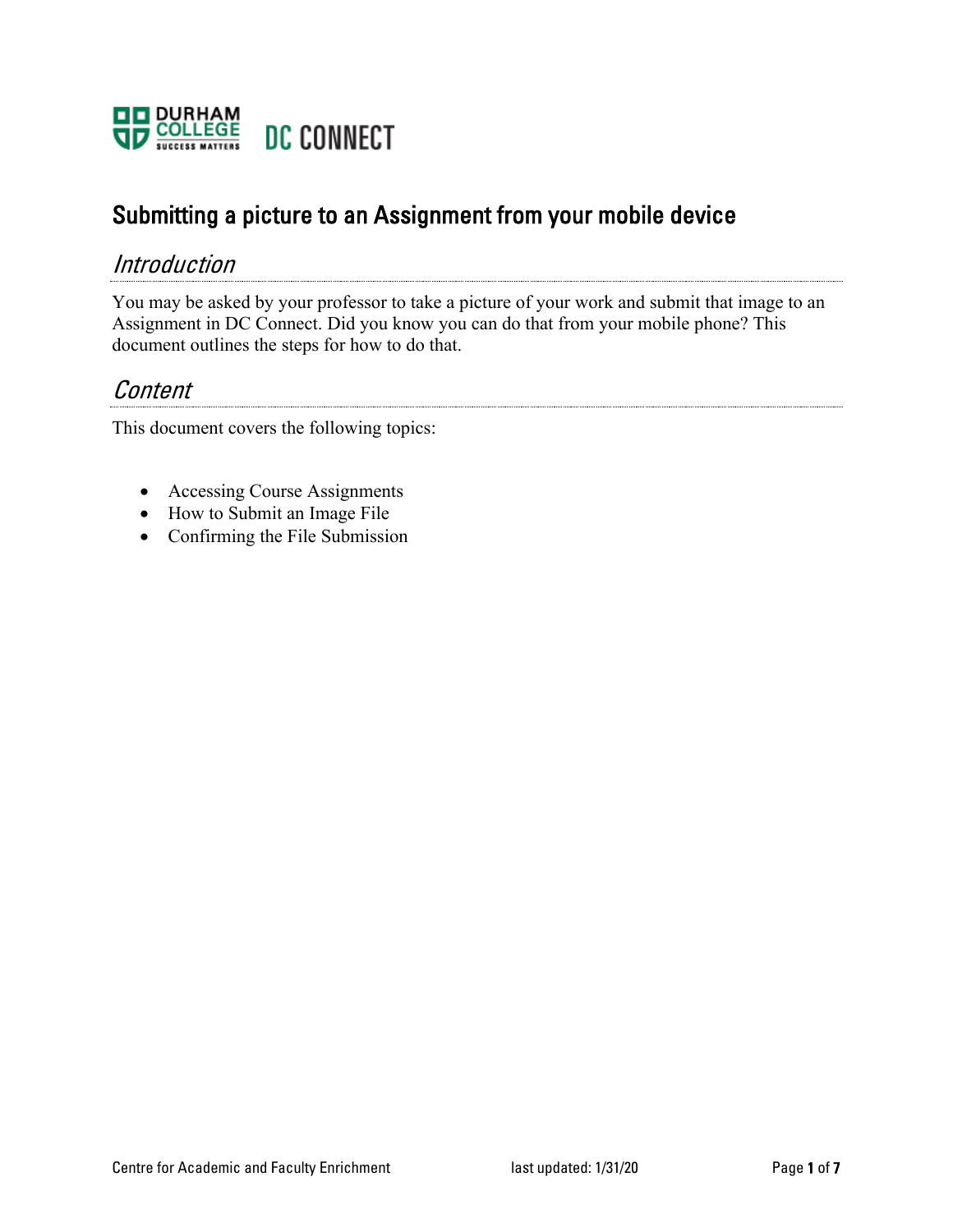# Submitting a picture to an Assignment from your mobile device

## *Introduction*

You may be asked by your professor to take a picture of your work and submit that image to an Assignment in DC Connect. Did you know you can do that from your mobile phone? This document outlines the steps for how to do that.

## *Content*

This document covers the following topics:

- Accessing Course Assignments
- How to Submit an Image File
- Confirming the File Submission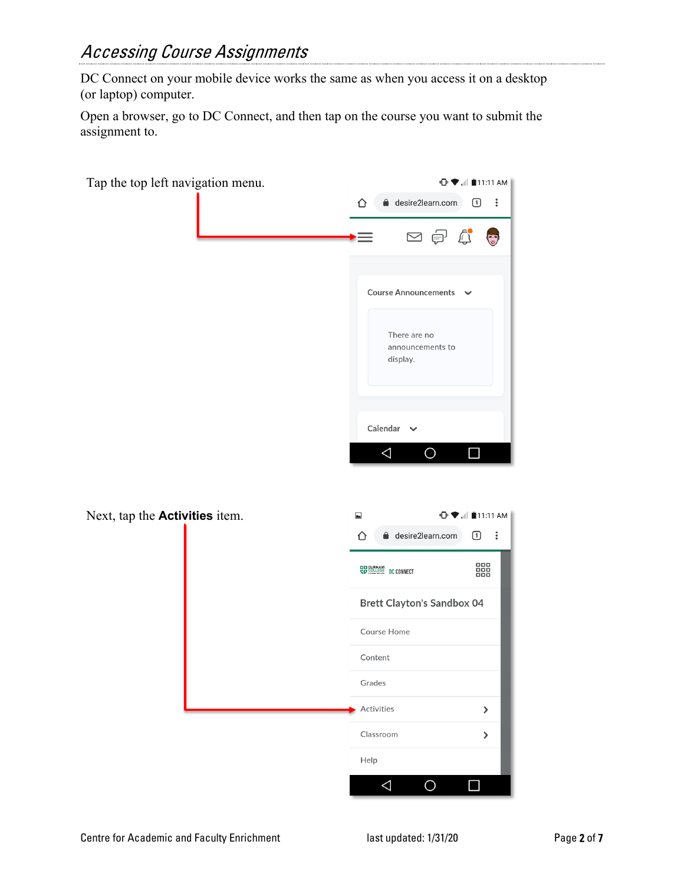## *Accessing Course Assignments*

DC Connect on your mobile device works the same as when you access it on a desktop (or laptop) computer.

Open a browser, go to DC Connect, and then tap on the course you want to submit the assignment to.

Tap the top left navigation menu.

Next, tap the **Activities** item.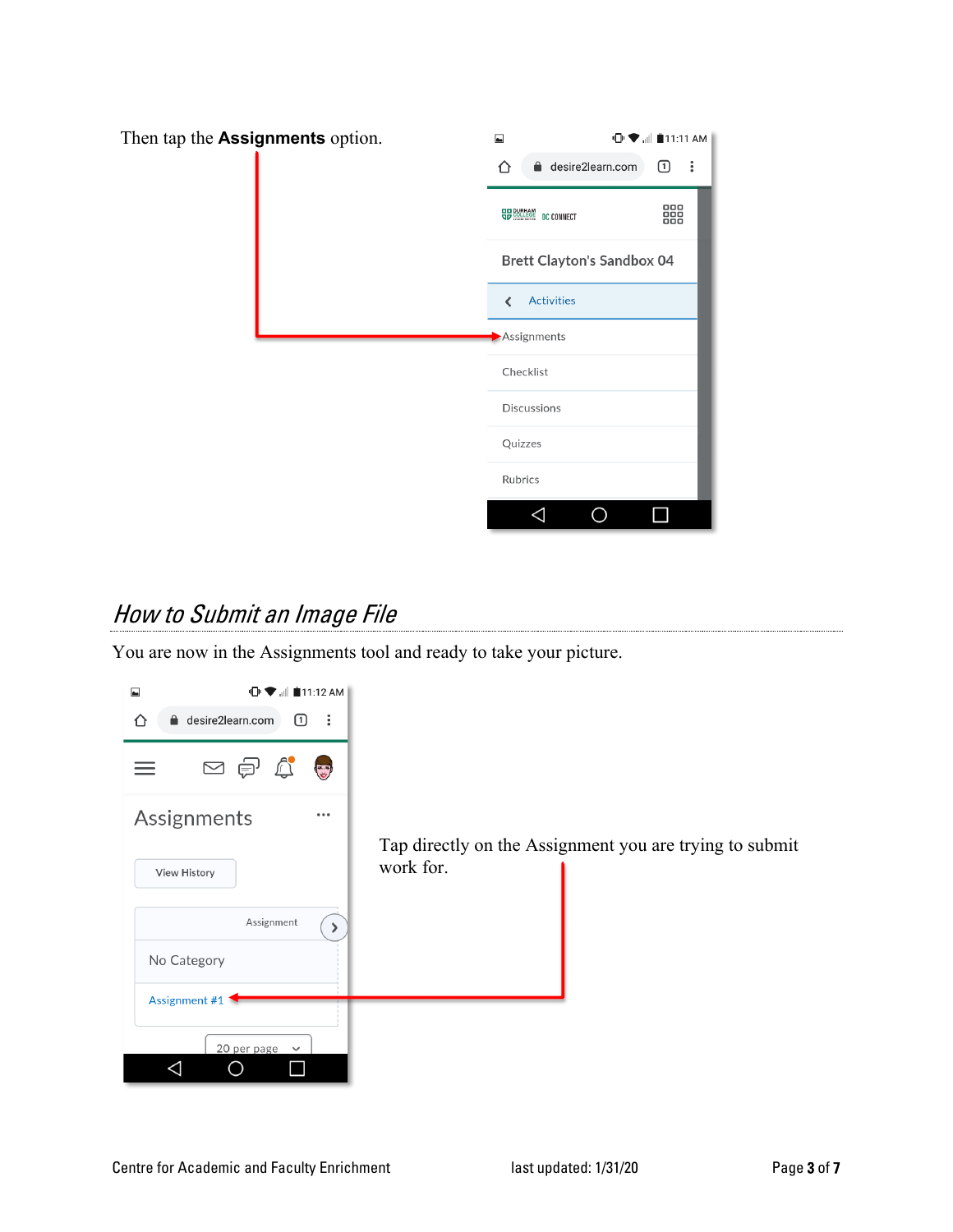Then tap the **Assignments** option.

## *How to Submit an Image File*

You are now in the Assignments tool and ready to take your picture.

Tap directly on the Assignment you are trying to submit work for.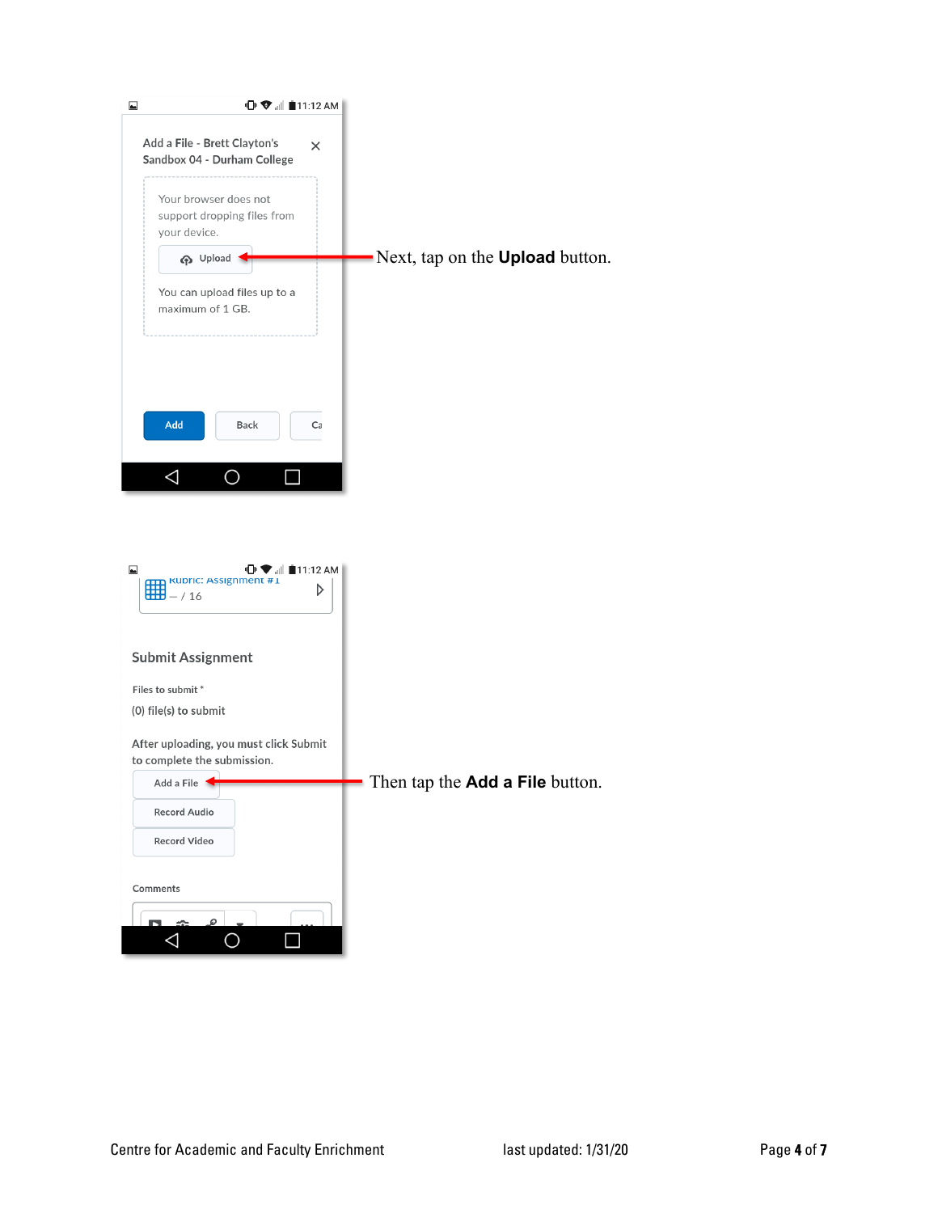Your browser does not support dropping files from your device.

Upload

You can upload files up to a maximum of 1 GB.

Next, tap on the **Upload** button.

Submit Assignment

Files to submit *

(0) file(s) to submit

After uploading, you must click Submit to complete the submission.

Add a File

Record Audio

Record Video

Comments

Then tap the **Add a File** button.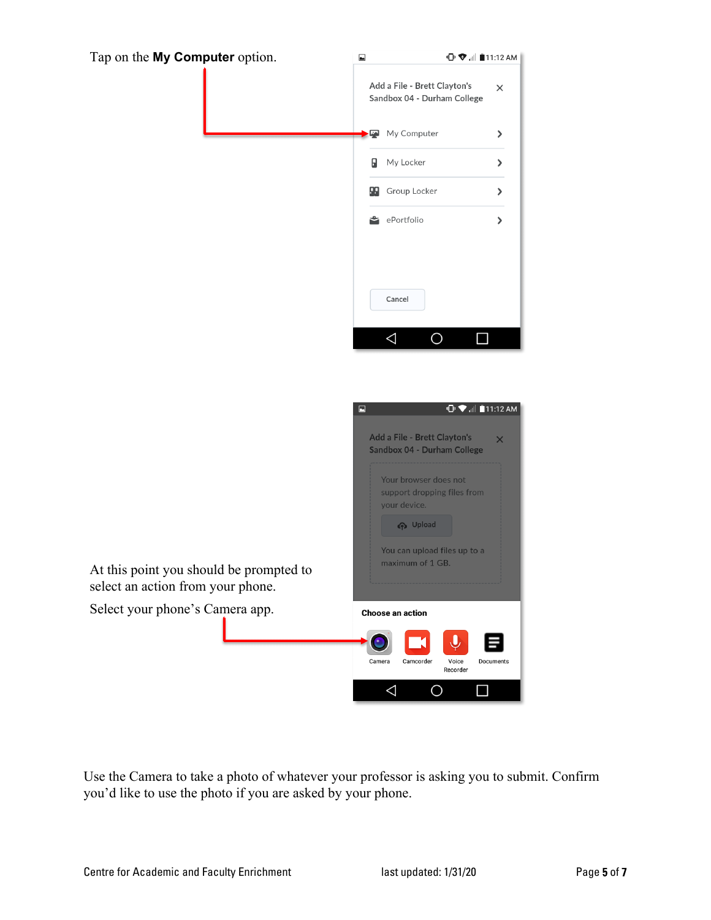Tap on the **My Computer** option.

At this point you should be prompted to select an action from your phone.

Select your phone's Camera app.

Use the Camera to take a photo of whatever your professor is asking you to submit. Confirm you'd like to use the photo if you are asked by your phone.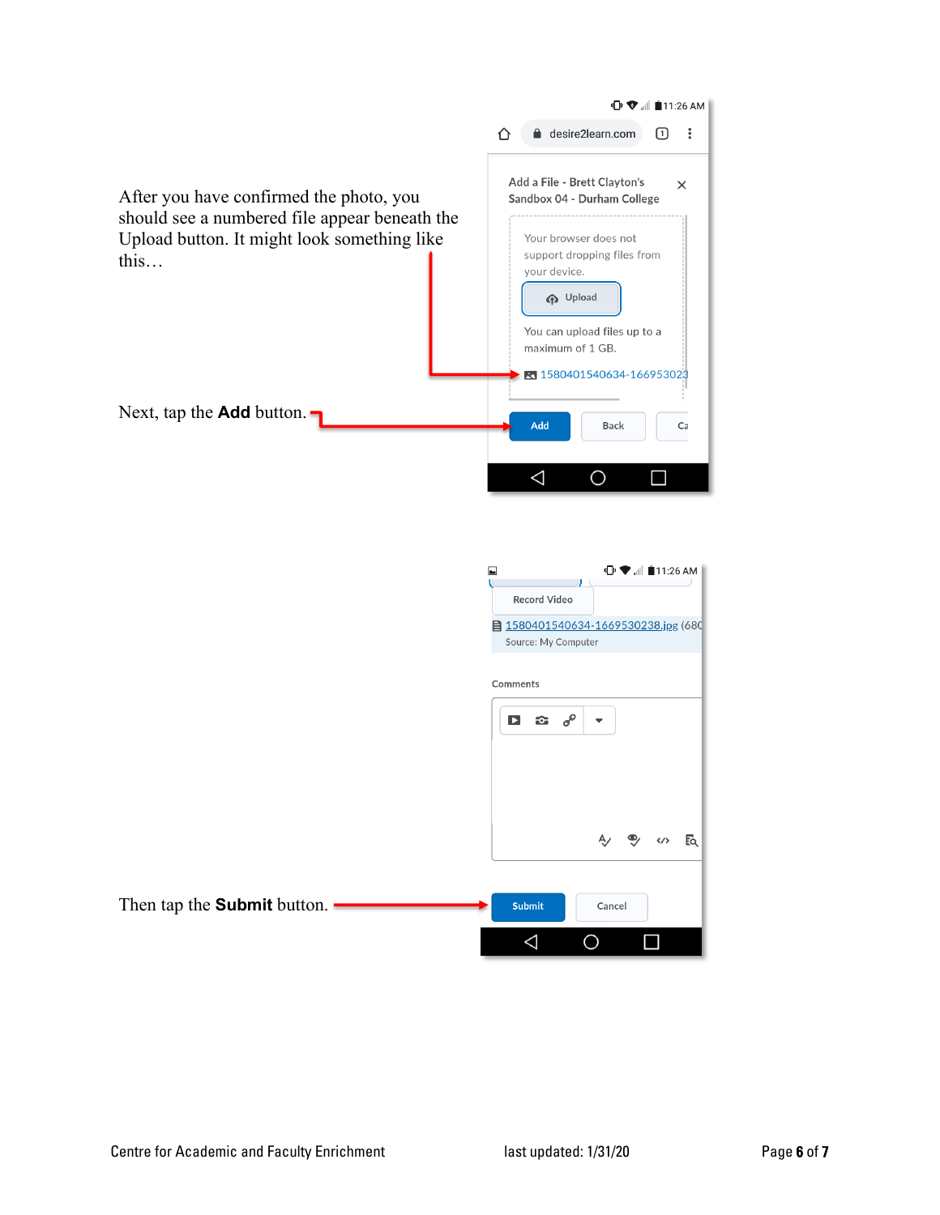After you have confirmed the photo, you should see a numbered file appear beneath the Upload button. It might look something like this…

Next, tap the **Add** button.

Then tap the **Submit** button.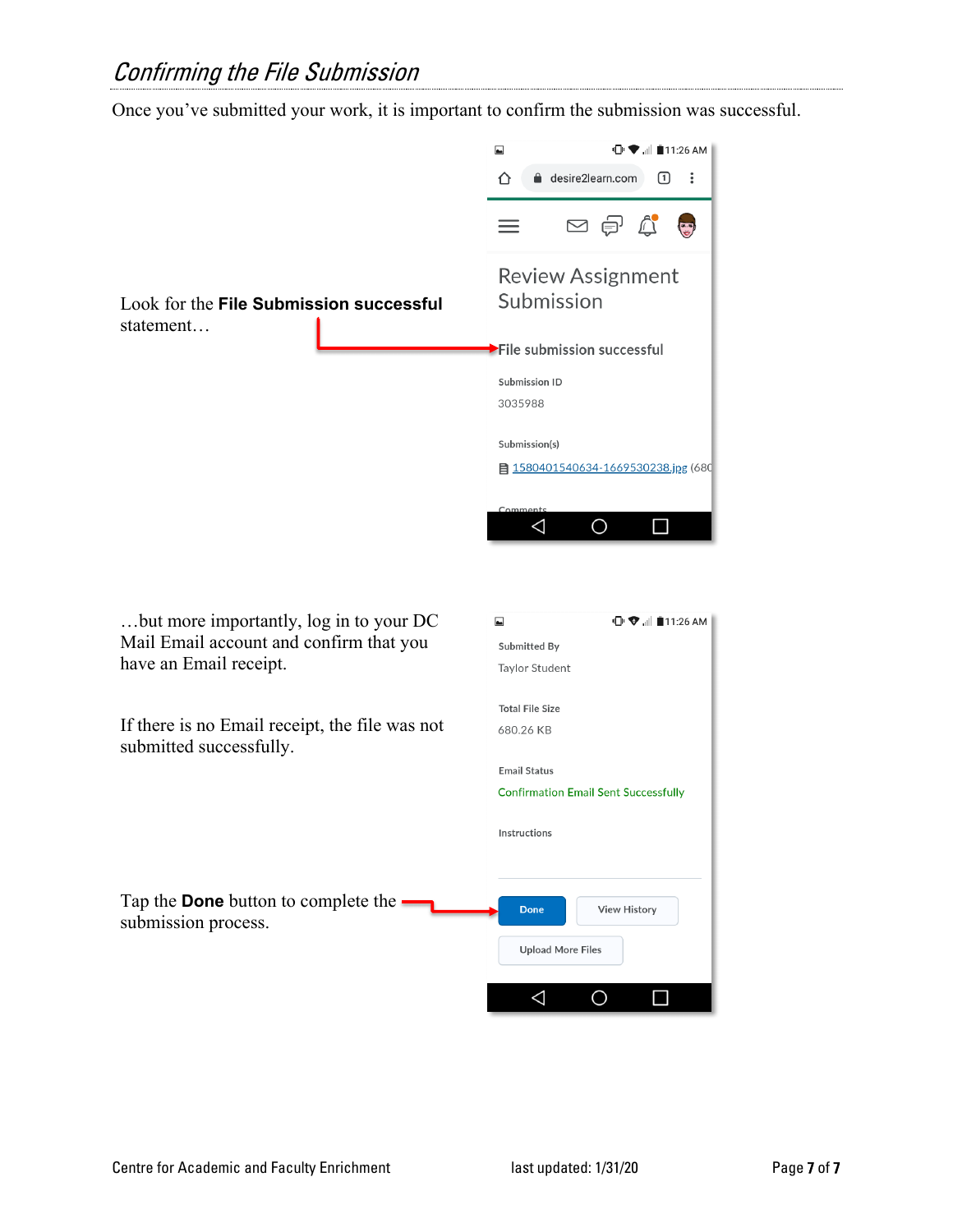## *Confirming the File Submission*

Once you've submitted your work, it is important to confirm the submission was successful.

Look for the **File Submission successful** statement…

Review Assignment Submission

File submission successful

Submission ID

3035988

Submission(s)

1580401540634-1669530238.jpg (680

…but more importantly, log in to your DC Mail Email account and confirm that you have an Email receipt.

If there is no Email receipt, the file was not submitted successfully.

Submitted By

Taylor Student

Total File Size

680.26 KB

Email Status

Confirmation Email Sent Successfully

Instructions

Tap the **Done** button to complete the submission process.

Done | View History | Upload More Files

Centre for Academic and Faculty Enrichment last updated: 1/31/20